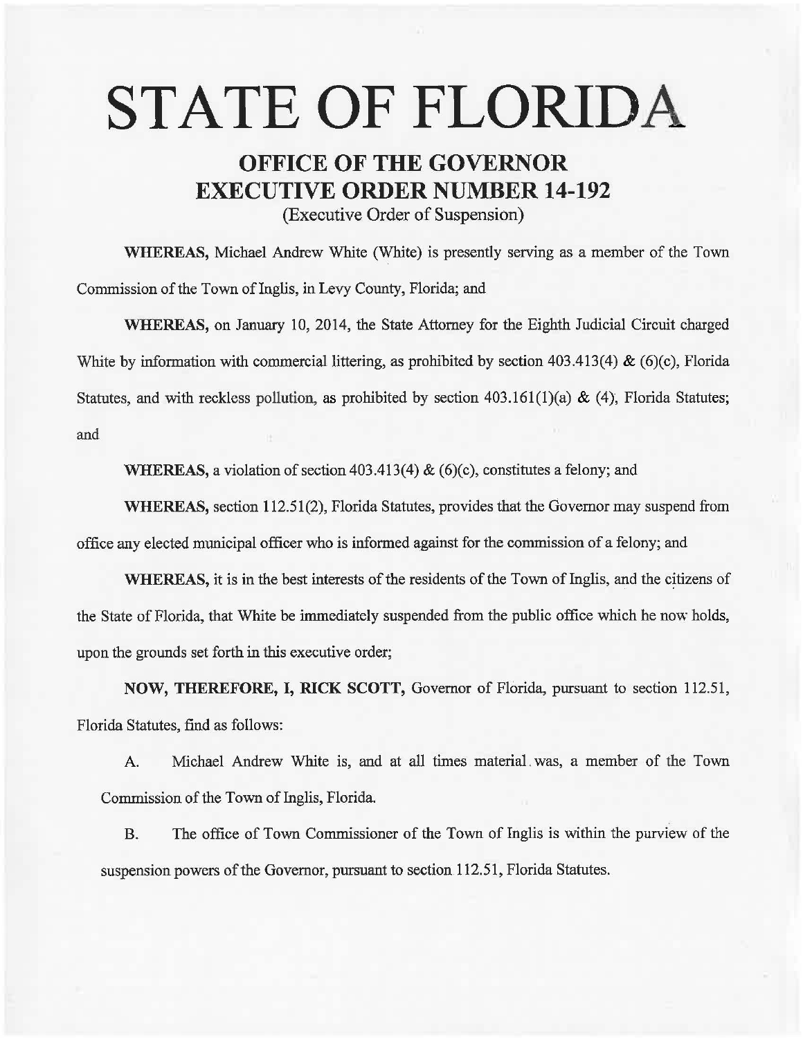# STATE OF FLORIDA

## OFFICE OF THE GOVERNOR
## EXECUTIVE ORDER NUMBER 14-192

(Executive Order of Suspension)

**WHEREAS,** Michael Andrew White (White) is presently serving as a member of the Town Commission of the Town of Inglis, in Levy County, Florida; and

**WHEREAS,** on January 10, 2014, the State Attorney for the Eighth Judicial Circuit charged White by information with commercial littering, as prohibited by section 403.413(4) & (6)(c), Florida Statutes, and with reckless pollution, as prohibited by section 403.161(1)(a) & (4), Florida Statutes; and

**WHEREAS,** a violation of section 403.413(4) & (6)(c), constitutes a felony; and

**WHEREAS,** section 112.51(2), Florida Statutes, provides that the Governor may suspend from office any elected municipal officer who is informed against for the commission of a felony; and

**WHEREAS,** it is in the best interests of the residents of the Town of Inglis, and the citizens of the State of Florida, that White be immediately suspended from the public office which he now holds, upon the grounds set forth in this executive order;

**NOW, THEREFORE, I, RICK SCOTT,** Governor of Florida, pursuant to section 112.51, Florida Statutes, find as follows:

A. Michael Andrew White is, and at all times material was, a member of the Town Commission of the Town of Inglis, Florida.

B. The office of Town Commissioner of the Town of Inglis is within the purview of the suspension powers of the Governor, pursuant to section 112.51, Florida Statutes.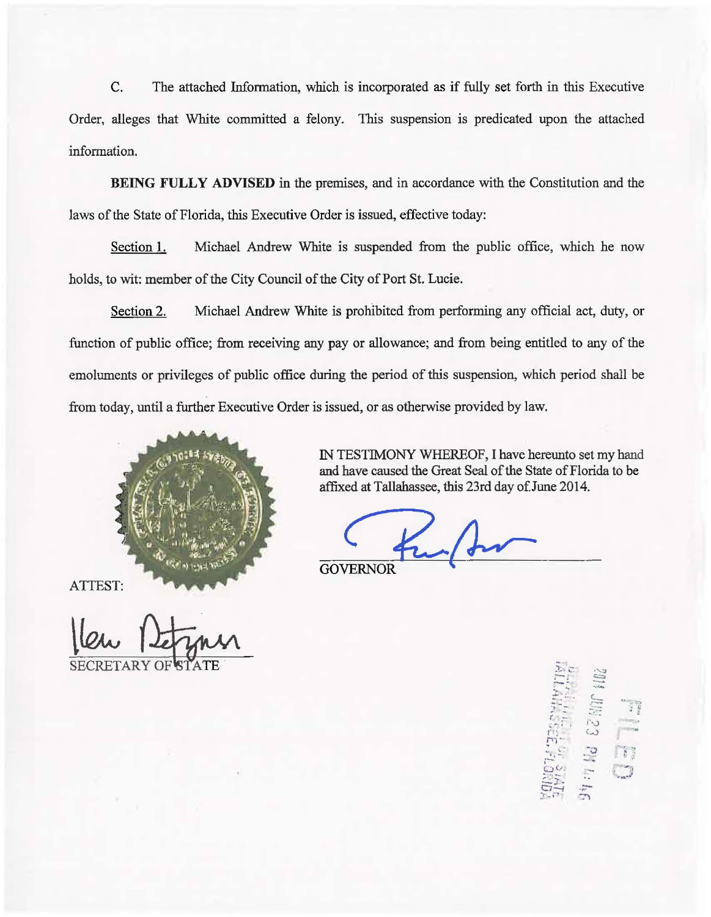C. The attached Information, which is incorporated as if fully set forth in this Executive Order, alleges that White committed a felony. This suspension is predicated upon the attached information.

**BEING FULLY ADVISED** in the premises, and in accordance with the Constitution and the laws of the State of Florida, this Executive Order is issued, effective today:

Section 1. Michael Andrew White is suspended from the public office, which he now holds, to wit: member of the City Council of the City of Port St. Lucie.

Section 2. Michael Andrew White is prohibited from performing any official act, duty, or function of public office; from receiving any pay or allowance; and from being entitled to any of the emoluments or privileges of public office during the period of this suspension, which period shall be from today, until a further Executive Order is issued, or as otherwise provided by law.

IN TESTIMONY WHEREOF, I have hereunto set my hand and have caused the Great Seal of the State of Florida to be affixed at Tallahassee, this 23rd day of June 2014.

GOVERNOR

ATTEST:

SECRETARY OF STATE

FILED

2014 JUN 23 PM 4:46

DEPARTMENT OF STATE
TALLAHASSEE, FLORIDA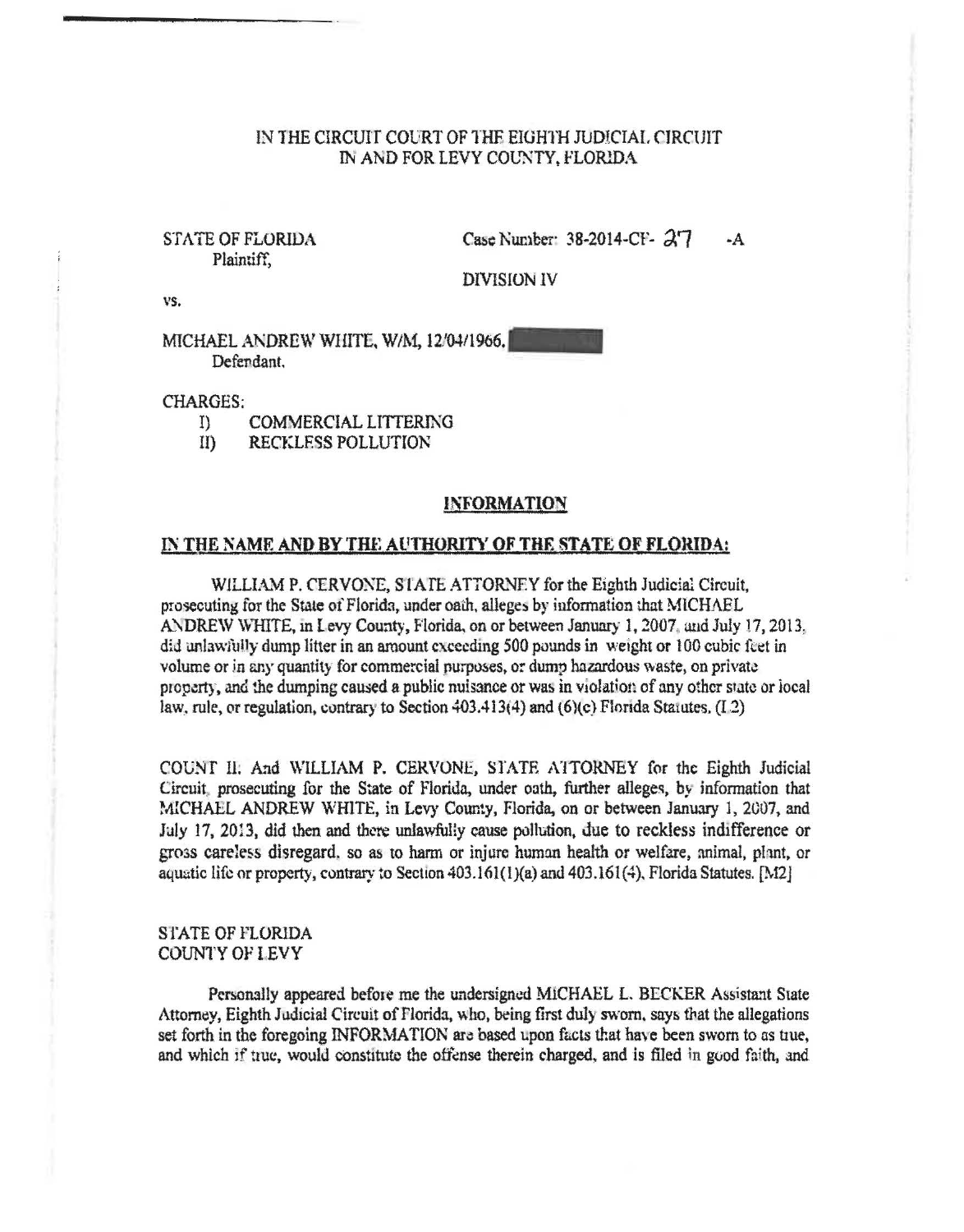IN THE CIRCUIT COURT OF THE EIGHTH JUDICIAL CIRCUIT
IN AND FOR LEVY COUNTY, FLORIDA

STATE OF FLORIDA
Plaintiff,

Case Number: 38-2014-CF- 37 -A

DIVISION IV

vs.

MICHAEL ANDREW WHITE, W/M, 12/04/1966,
Defendant.

CHARGES:

I) COMMERCIAL LITTERING
II) RECKLESS POLLUTION

## INFORMATION

## IN THE NAME AND BY THE AUTHORITY OF THE STATE OF FLORIDA:

WILLIAM P. CERVONE, STATE ATTORNEY for the Eighth Judicial Circuit, prosecuting for the State of Florida, under oath, alleges by information that MICHAEL ANDREW WHITE, in Levy County, Florida, on or between January 1, 2007, and July 17, 2013, did unlawfully dump litter in an amount exceeding 500 pounds in weight or 100 cubic feet in volume or in any quantity for commercial purposes, or dump hazardous waste, on private property, and the dumping caused a public nuisance or was in violation of any other state or local law, rule, or regulation, contrary to Section 403.413(4) and (6)(c) Florida Statutes. (F2)

COUNT II: And WILLIAM P. CERVONE, STATE ATTORNEY for the Eighth Judicial Circuit, prosecuting for the State of Florida, under oath, further alleges, by information that MICHAEL ANDREW WHITE, in Levy County, Florida, on or between January 1, 2007, and July 17, 2013, did then and there unlawfully cause pollution, due to reckless indifference or gross careless disregard, so as to harm or injure human health or welfare, animal, plant, or aquatic life or property, contrary to Section 403.161(1)(a) and 403.161(4), Florida Statutes. [M2]

STATE OF FLORIDA
COUNTY OF LEVY

Personally appeared before me the undersigned MICHAEL L. BECKER Assistant State Attorney, Eighth Judicial Circuit of Florida, who, being first duly sworn, says that the allegations set forth in the foregoing INFORMATION are based upon facts that have been sworn to as true, and which if true, would constitute the offense therein charged, and is filed in good faith, and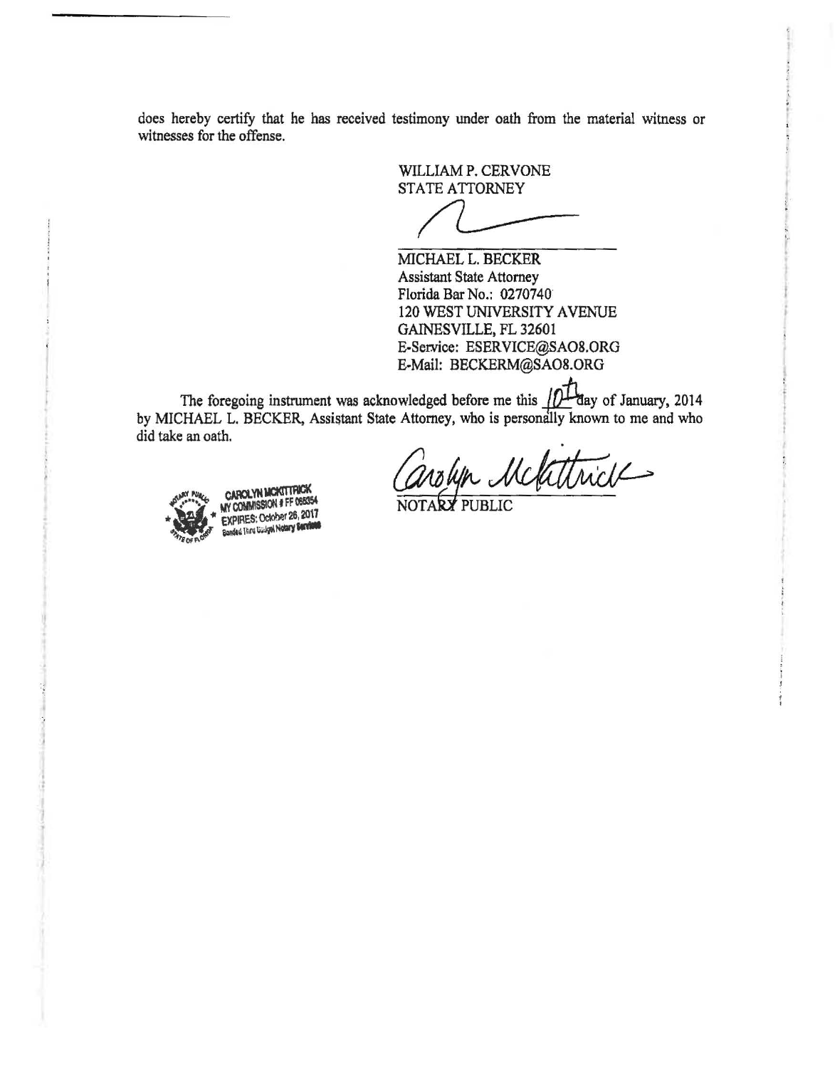does hereby certify that he has received testimony under oath from the material witness or witnesses for the offense.

WILLIAM P. CERVONE
STATE ATTORNEY

MICHAEL L. BECKER
Assistant State Attorney
Florida Bar No.: 0270740
120 WEST UNIVERSITY AVENUE
GAINESVILLE, FL 32601
E-Service: ESERVICE@SAO8.ORG
E-Mail: BECKERM@SAO8.ORG

The foregoing instrument was acknowledged before me this 10th day of January, 2014 by MICHAEL L. BECKER, Assistant State Attorney, who is personally known to me and who did take an oath.

CAROLYN MCKITTRICK
MY COMMISSION # FF 066354
EXPIRES: October 26, 2017
Bonded Thru Budget Notary Services

Carolyn McKittrick
NOTARY PUBLIC